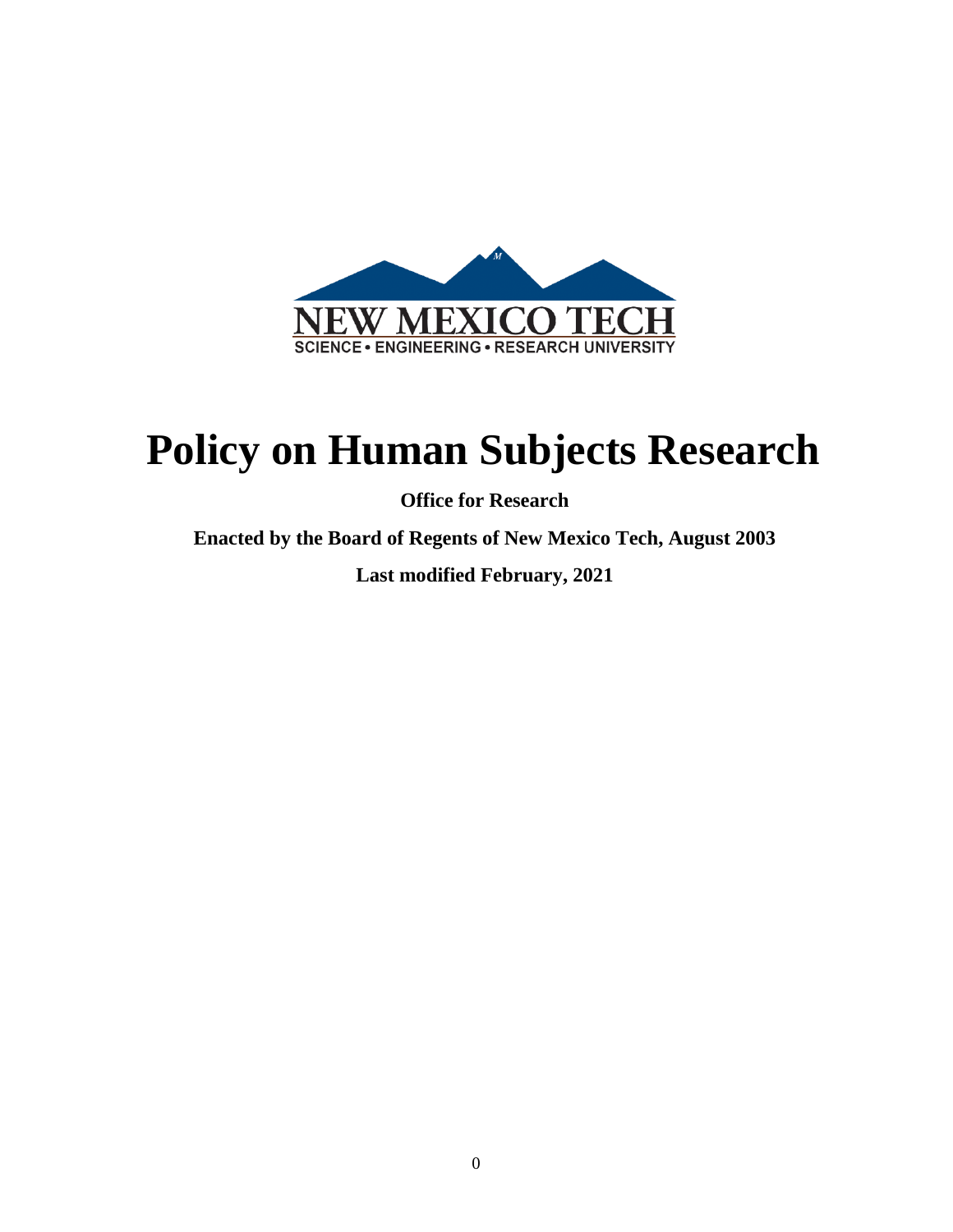NEW MEXICO TECH

SCIENCE • ENGINEERING • RESEARCH UNIVERSITY

# Policy on Human Subjects Research

**Office for Research**

**Enacted by the Board of Regents of New Mexico Tech, August 2003**

**Last modified February, 2021**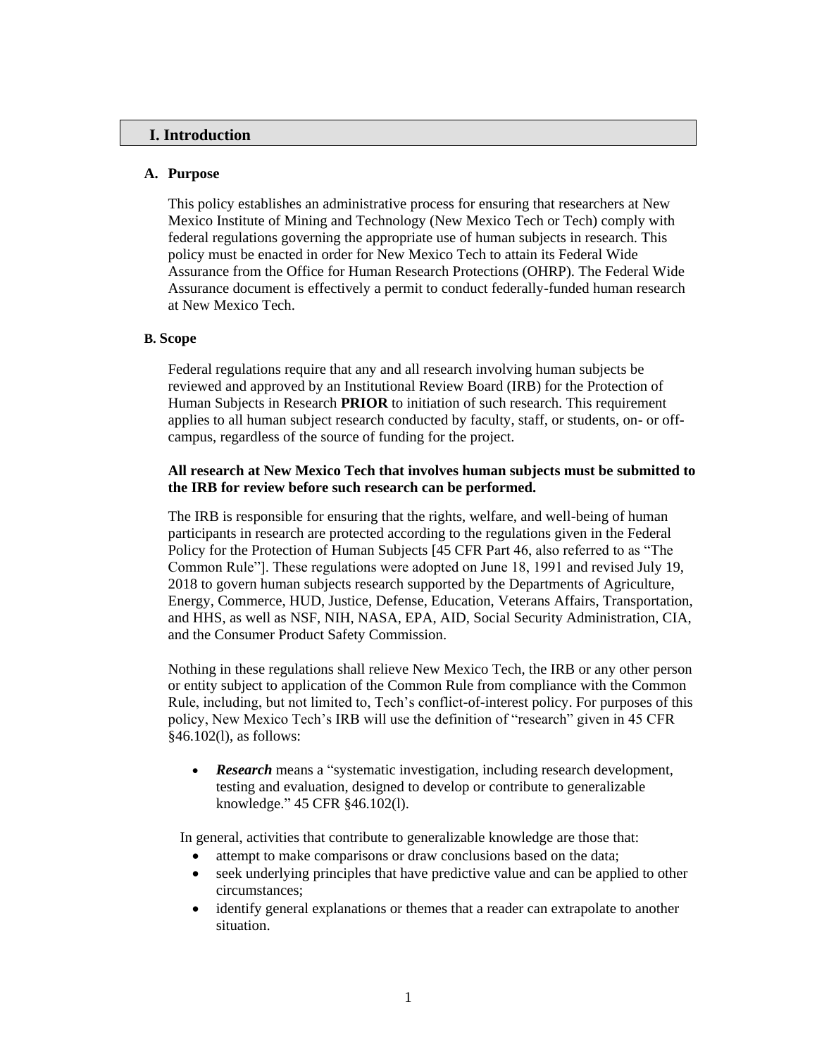## I. Introduction

### A. Purpose

This policy establishes an administrative process for ensuring that researchers at New Mexico Institute of Mining and Technology (New Mexico Tech or Tech) comply with federal regulations governing the appropriate use of human subjects in research. This policy must be enacted in order for New Mexico Tech to attain its Federal Wide Assurance from the Office for Human Research Protections (OHRP). The Federal Wide Assurance document is effectively a permit to conduct federally-funded human research at New Mexico Tech.

### B. Scope

Federal regulations require that any and all research involving human subjects be reviewed and approved by an Institutional Review Board (IRB) for the Protection of Human Subjects in Research **PRIOR** to initiation of such research. This requirement applies to all human subject research conducted by faculty, staff, or students, on- or off-campus, regardless of the source of funding for the project.

**All research at New Mexico Tech that involves human subjects must be submitted to the IRB for review before such research can be performed.**

The IRB is responsible for ensuring that the rights, welfare, and well-being of human participants in research are protected according to the regulations given in the Federal Policy for the Protection of Human Subjects [45 CFR Part 46, also referred to as "The Common Rule"]. These regulations were adopted on June 18, 1991 and revised July 19, 2018 to govern human subjects research supported by the Departments of Agriculture, Energy, Commerce, HUD, Justice, Defense, Education, Veterans Affairs, Transportation, and HHS, as well as NSF, NIH, NASA, EPA, AID, Social Security Administration, CIA, and the Consumer Product Safety Commission.

Nothing in these regulations shall relieve New Mexico Tech, the IRB or any other person or entity subject to application of the Common Rule from compliance with the Common Rule, including, but not limited to, Tech's conflict-of-interest policy. For purposes of this policy, New Mexico Tech's IRB will use the definition of "research" given in 45 CFR §46.102(l), as follows:

- ***Research*** means a "systematic investigation, including research development, testing and evaluation, designed to develop or contribute to generalizable knowledge." 45 CFR §46.102(l).

In general, activities that contribute to generalizable knowledge are those that:

- attempt to make comparisons or draw conclusions based on the data;
- seek underlying principles that have predictive value and can be applied to other circumstances;
- identify general explanations or themes that a reader can extrapolate to another situation.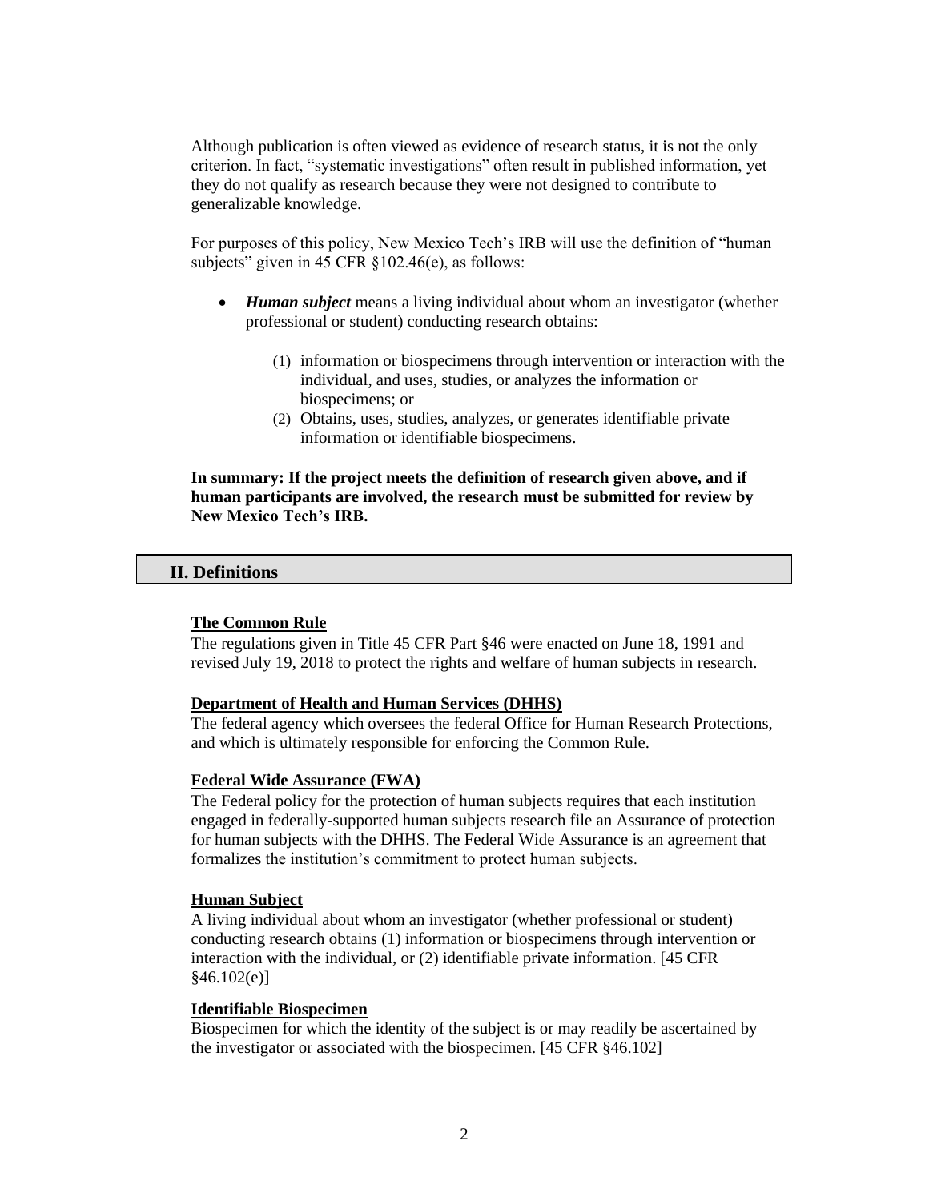Although publication is often viewed as evidence of research status, it is not the only criterion. In fact, "systematic investigations" often result in published information, yet they do not qualify as research because they were not designed to contribute to generalizable knowledge.

For purposes of this policy, New Mexico Tech's IRB will use the definition of "human subjects" given in 45 CFR §102.46(e), as follows:

- ***Human subject*** means a living individual about whom an investigator (whether professional or student) conducting research obtains:
    1. information or biospecimens through intervention or interaction with the individual, and uses, studies, or analyzes the information or biospecimens; or
    2. Obtains, uses, studies, analyzes, or generates identifiable private information or identifiable biospecimens.

**In summary: If the project meets the definition of research given above, and if human participants are involved, the research must be submitted for review by New Mexico Tech's IRB.**

## II. Definitions

**The Common Rule**
The regulations given in Title 45 CFR Part §46 were enacted on June 18, 1991 and revised July 19, 2018 to protect the rights and welfare of human subjects in research.

**Department of Health and Human Services (DHHS)**
The federal agency which oversees the federal Office for Human Research Protections, and which is ultimately responsible for enforcing the Common Rule.

**Federal Wide Assurance (FWA)**
The Federal policy for the protection of human subjects requires that each institution engaged in federally-supported human subjects research file an Assurance of protection for human subjects with the DHHS. The Federal Wide Assurance is an agreement that formalizes the institution's commitment to protect human subjects.

**Human Subject**
A living individual about whom an investigator (whether professional or student) conducting research obtains (1) information or biospecimens through intervention or interaction with the individual, or (2) identifiable private information. [45 CFR §46.102(e)]

**Identifiable Biospecimen**
Biospecimen for which the identity of the subject is or may readily be ascertained by the investigator or associated with the biospecimen. [45 CFR §46.102]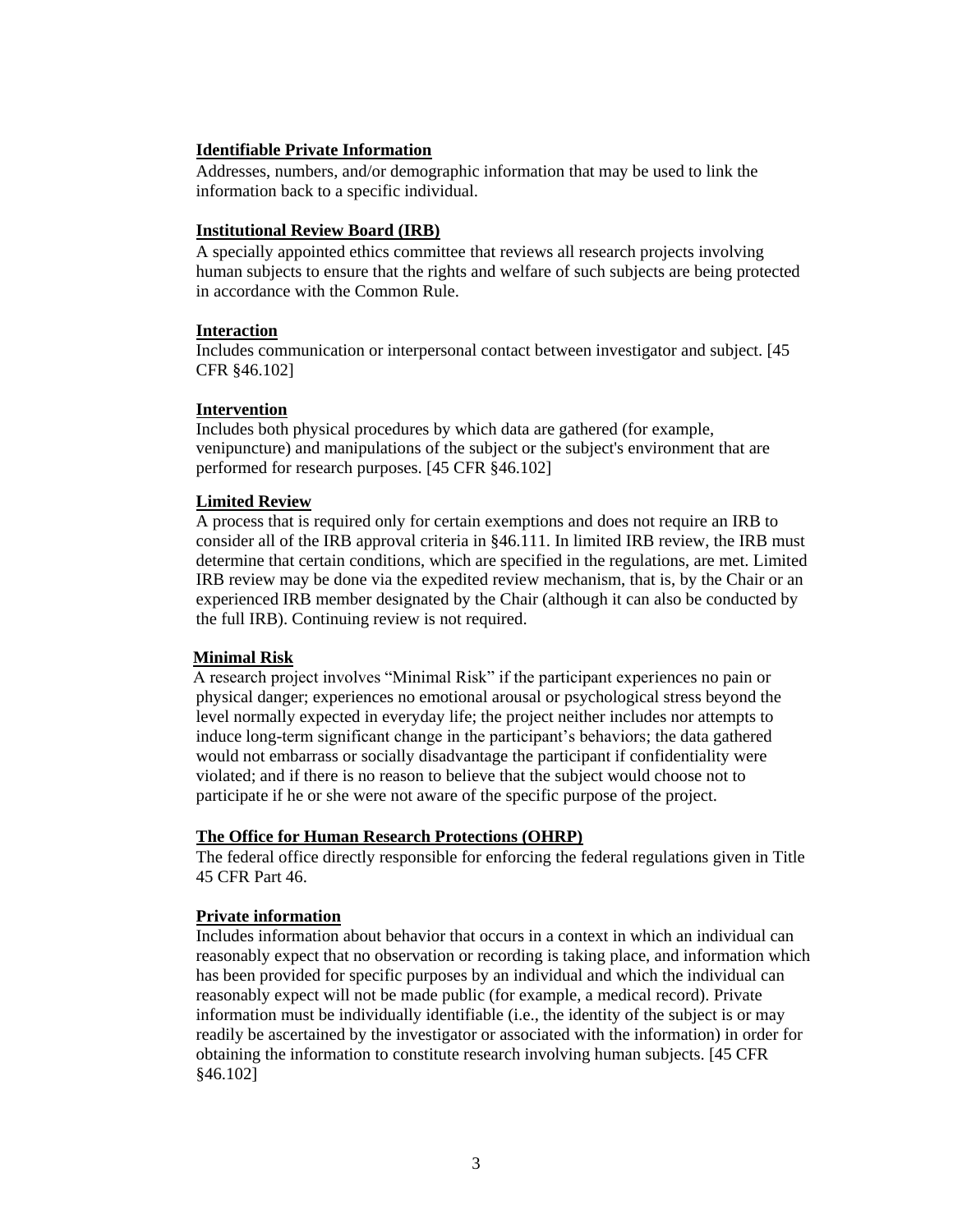**Identifiable Private Information**

Addresses, numbers, and/or demographic information that may be used to link the information back to a specific individual.

**Institutional Review Board (IRB)**

A specially appointed ethics committee that reviews all research projects involving human subjects to ensure that the rights and welfare of such subjects are being protected in accordance with the Common Rule.

**Interaction**

Includes communication or interpersonal contact between investigator and subject. [45 CFR §46.102]

**Intervention**

Includes both physical procedures by which data are gathered (for example, venipuncture) and manipulations of the subject or the subject's environment that are performed for research purposes. [45 CFR §46.102]

**Limited Review**

A process that is required only for certain exemptions and does not require an IRB to consider all of the IRB approval criteria in §46.111. In limited IRB review, the IRB must determine that certain conditions, which are specified in the regulations, are met. Limited IRB review may be done via the expedited review mechanism, that is, by the Chair or an experienced IRB member designated by the Chair (although it can also be conducted by the full IRB). Continuing review is not required.

**Minimal Risk**

A research project involves "Minimal Risk" if the participant experiences no pain or physical danger; experiences no emotional arousal or psychological stress beyond the level normally expected in everyday life; the project neither includes nor attempts to induce long-term significant change in the participant's behaviors; the data gathered would not embarrass or socially disadvantage the participant if confidentiality were violated; and if there is no reason to believe that the subject would choose not to participate if he or she were not aware of the specific purpose of the project.

**The Office for Human Research Protections (OHRP)**

The federal office directly responsible for enforcing the federal regulations given in Title 45 CFR Part 46.

**Private information**

Includes information about behavior that occurs in a context in which an individual can reasonably expect that no observation or recording is taking place, and information which has been provided for specific purposes by an individual and which the individual can reasonably expect will not be made public (for example, a medical record). Private information must be individually identifiable (i.e., the identity of the subject is or may readily be ascertained by the investigator or associated with the information) in order for obtaining the information to constitute research involving human subjects. [45 CFR §46.102]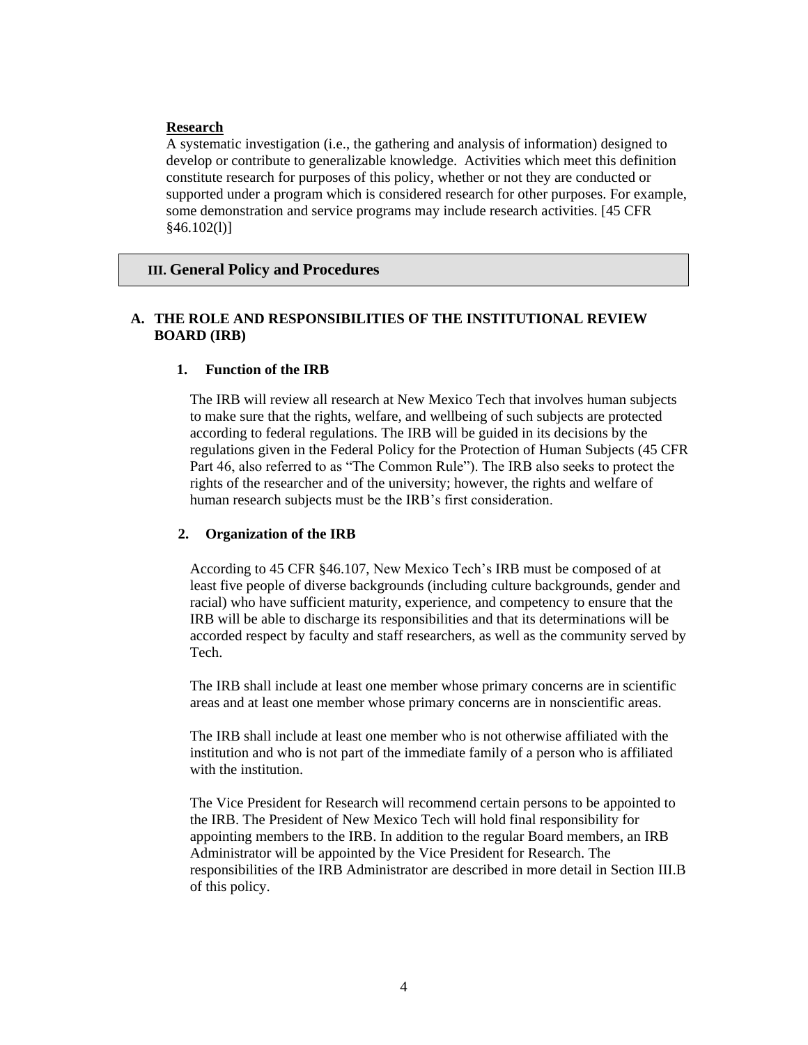**Research**

A systematic investigation (i.e., the gathering and analysis of information) designed to develop or contribute to generalizable knowledge. Activities which meet this definition constitute research for purposes of this policy, whether or not they are conducted or supported under a program which is considered research for other purposes. For example, some demonstration and service programs may include research activities. [45 CFR §46.102(l)]

## III. General Policy and Procedures

### A. THE ROLE AND RESPONSIBILITIES OF THE INSTITUTIONAL REVIEW BOARD (IRB)

#### 1. Function of the IRB

The IRB will review all research at New Mexico Tech that involves human subjects to make sure that the rights, welfare, and wellbeing of such subjects are protected according to federal regulations. The IRB will be guided in its decisions by the regulations given in the Federal Policy for the Protection of Human Subjects (45 CFR Part 46, also referred to as "The Common Rule"). The IRB also seeks to protect the rights of the researcher and of the university; however, the rights and welfare of human research subjects must be the IRB's first consideration.

#### 2. Organization of the IRB

According to 45 CFR §46.107, New Mexico Tech's IRB must be composed of at least five people of diverse backgrounds (including culture backgrounds, gender and racial) who have sufficient maturity, experience, and competency to ensure that the IRB will be able to discharge its responsibilities and that its determinations will be accorded respect by faculty and staff researchers, as well as the community served by Tech.

The IRB shall include at least one member whose primary concerns are in scientific areas and at least one member whose primary concerns are in nonscientific areas.

The IRB shall include at least one member who is not otherwise affiliated with the institution and who is not part of the immediate family of a person who is affiliated with the institution.

The Vice President for Research will recommend certain persons to be appointed to the IRB. The President of New Mexico Tech will hold final responsibility for appointing members to the IRB. In addition to the regular Board members, an IRB Administrator will be appointed by the Vice President for Research. The responsibilities of the IRB Administrator are described in more detail in Section III.B of this policy.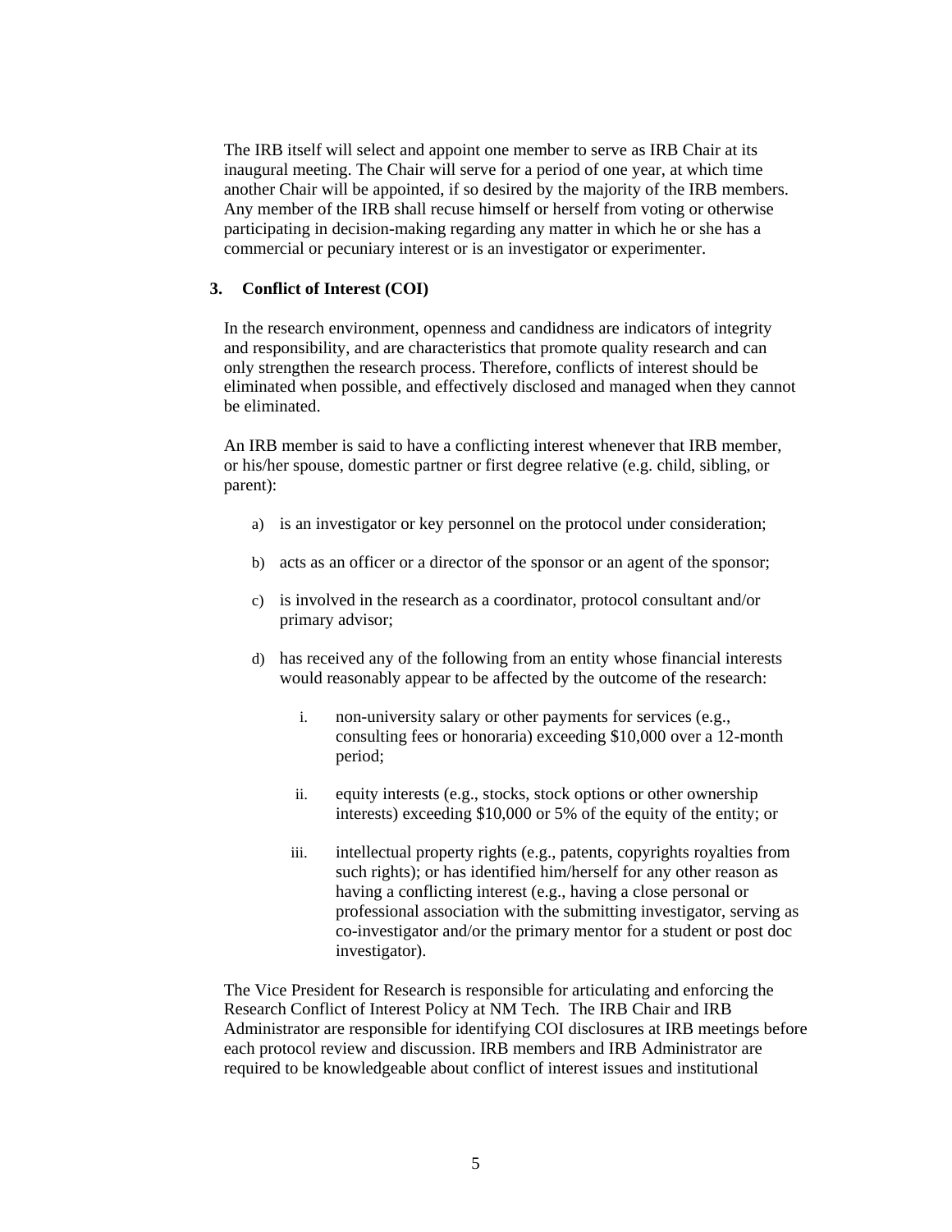The IRB itself will select and appoint one member to serve as IRB Chair at its inaugural meeting. The Chair will serve for a period of one year, at which time another Chair will be appointed, if so desired by the majority of the IRB members. Any member of the IRB shall recuse himself or herself from voting or otherwise participating in decision-making regarding any matter in which he or she has a commercial or pecuniary interest or is an investigator or experimenter.

### 3. Conflict of Interest (COI)

In the research environment, openness and candidness are indicators of integrity and responsibility, and are characteristics that promote quality research and can only strengthen the research process. Therefore, conflicts of interest should be eliminated when possible, and effectively disclosed and managed when they cannot be eliminated.

An IRB member is said to have a conflicting interest whenever that IRB member, or his/her spouse, domestic partner or first degree relative (e.g. child, sibling, or parent):

a) is an investigator or key personnel on the protocol under consideration;

b) acts as an officer or a director of the sponsor or an agent of the sponsor;

c) is involved in the research as a coordinator, protocol consultant and/or primary advisor;

d) has received any of the following from an entity whose financial interests would reasonably appear to be affected by the outcome of the research:

   i. non-university salary or other payments for services (e.g., consulting fees or honoraria) exceeding $10,000 over a 12-month period;

   ii. equity interests (e.g., stocks, stock options or other ownership interests) exceeding $10,000 or 5% of the equity of the entity; or

   iii. intellectual property rights (e.g., patents, copyrights royalties from such rights); or has identified him/herself for any other reason as having a conflicting interest (e.g., having a close personal or professional association with the submitting investigator, serving as co-investigator and/or the primary mentor for a student or post doc investigator).

The Vice President for Research is responsible for articulating and enforcing the Research Conflict of Interest Policy at NM Tech. The IRB Chair and IRB Administrator are responsible for identifying COI disclosures at IRB meetings before each protocol review and discussion. IRB members and IRB Administrator are required to be knowledgeable about conflict of interest issues and institutional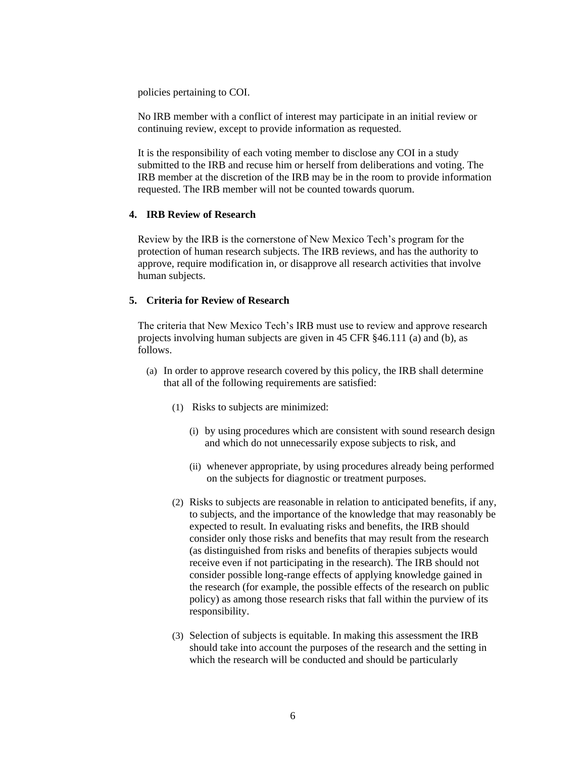policies pertaining to COI.

No IRB member with a conflict of interest may participate in an initial review or continuing review, except to provide information as requested.

It is the responsibility of each voting member to disclose any COI in a study submitted to the IRB and recuse him or herself from deliberations and voting. The IRB member at the discretion of the IRB may be in the room to provide information requested. The IRB member will not be counted towards quorum.

### 4. IRB Review of Research

Review by the IRB is the cornerstone of New Mexico Tech's program for the protection of human research subjects. The IRB reviews, and has the authority to approve, require modification in, or disapprove all research activities that involve human subjects.

### 5. Criteria for Review of Research

The criteria that New Mexico Tech's IRB must use to review and approve research projects involving human subjects are given in 45 CFR §46.111 (a) and (b), as follows.

(a) In order to approve research covered by this policy, the IRB shall determine that all of the following requirements are satisfied:

(1) Risks to subjects are minimized:

(i) by using procedures which are consistent with sound research design and which do not unnecessarily expose subjects to risk, and

(ii) whenever appropriate, by using procedures already being performed on the subjects for diagnostic or treatment purposes.

(2) Risks to subjects are reasonable in relation to anticipated benefits, if any, to subjects, and the importance of the knowledge that may reasonably be expected to result. In evaluating risks and benefits, the IRB should consider only those risks and benefits that may result from the research (as distinguished from risks and benefits of therapies subjects would receive even if not participating in the research). The IRB should not consider possible long-range effects of applying knowledge gained in the research (for example, the possible effects of the research on public policy) as among those research risks that fall within the purview of its responsibility.

(3) Selection of subjects is equitable. In making this assessment the IRB should take into account the purposes of the research and the setting in which the research will be conducted and should be particularly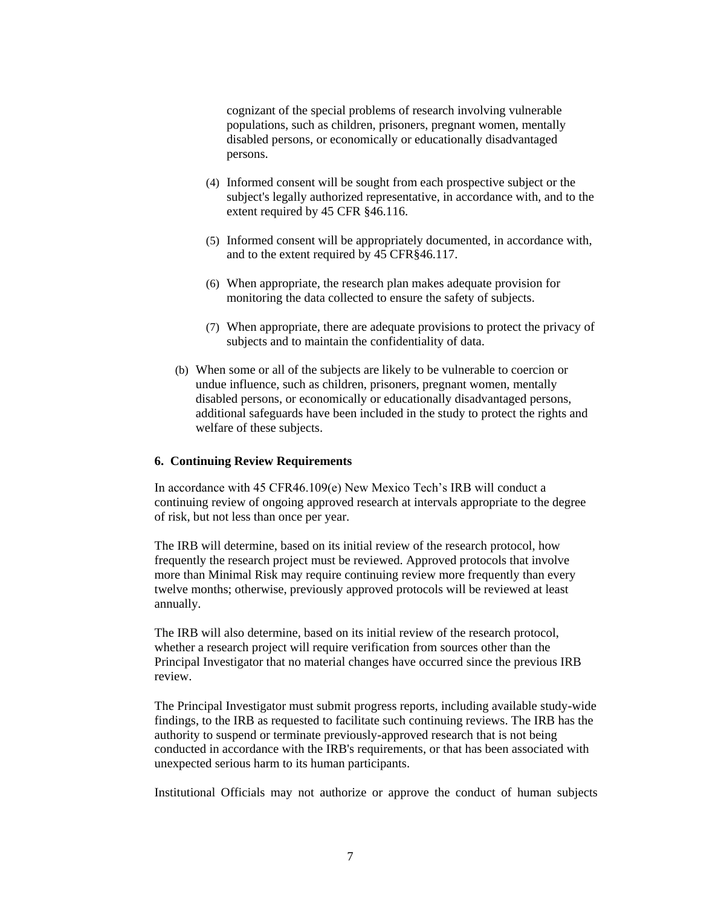cognizant of the special problems of research involving vulnerable populations, such as children, prisoners, pregnant women, mentally disabled persons, or economically or educationally disadvantaged persons.

(4) Informed consent will be sought from each prospective subject or the subject's legally authorized representative, in accordance with, and to the extent required by 45 CFR §46.116.

(5) Informed consent will be appropriately documented, in accordance with, and to the extent required by 45 CFR§46.117.

(6) When appropriate, the research plan makes adequate provision for monitoring the data collected to ensure the safety of subjects.

(7) When appropriate, there are adequate provisions to protect the privacy of subjects and to maintain the confidentiality of data.

(b) When some or all of the subjects are likely to be vulnerable to coercion or undue influence, such as children, prisoners, pregnant women, mentally disabled persons, or economically or educationally disadvantaged persons, additional safeguards have been included in the study to protect the rights and welfare of these subjects.

**6. Continuing Review Requirements**

In accordance with 45 CFR46.109(e) New Mexico Tech's IRB will conduct a continuing review of ongoing approved research at intervals appropriate to the degree of risk, but not less than once per year.

The IRB will determine, based on its initial review of the research protocol, how frequently the research project must be reviewed. Approved protocols that involve more than Minimal Risk may require continuing review more frequently than every twelve months; otherwise, previously approved protocols will be reviewed at least annually.

The IRB will also determine, based on its initial review of the research protocol, whether a research project will require verification from sources other than the Principal Investigator that no material changes have occurred since the previous IRB review.

The Principal Investigator must submit progress reports, including available study-wide findings, to the IRB as requested to facilitate such continuing reviews. The IRB has the authority to suspend or terminate previously-approved research that is not being conducted in accordance with the IRB's requirements, or that has been associated with unexpected serious harm to its human participants.

Institutional Officials may not authorize or approve the conduct of human subjects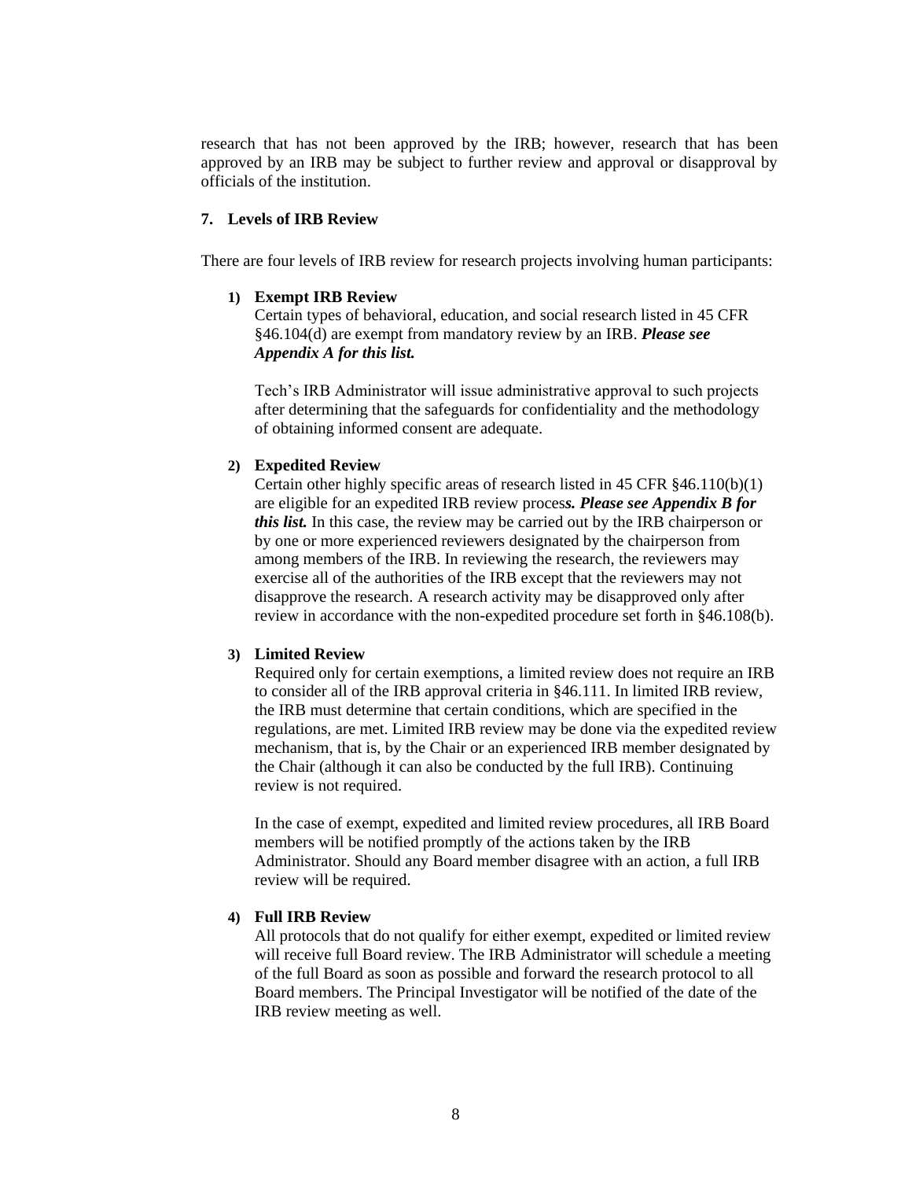research that has not been approved by the IRB; however, research that has been approved by an IRB may be subject to further review and approval or disapproval by officials of the institution.

## 7. Levels of IRB Review

There are four levels of IRB review for research projects involving human participants:

1) **Exempt IRB Review**
   Certain types of behavioral, education, and social research listed in 45 CFR §46.104(d) are exempt from mandatory review by an IRB. ***Please see Appendix A for this list.***

   Tech's IRB Administrator will issue administrative approval to such projects after determining that the safeguards for confidentiality and the methodology of obtaining informed consent are adequate.

2) **Expedited Review**
   Certain other highly specific areas of research listed in 45 CFR §46.110(b)(1) are eligible for an expedited IRB review proces***s. Please see Appendix B for this list.*** In this case, the review may be carried out by the IRB chairperson or by one or more experienced reviewers designated by the chairperson from among members of the IRB. In reviewing the research, the reviewers may exercise all of the authorities of the IRB except that the reviewers may not disapprove the research. A research activity may be disapproved only after review in accordance with the non-expedited procedure set forth in §46.108(b).

3) **Limited Review**
   Required only for certain exemptions, a limited review does not require an IRB to consider all of the IRB approval criteria in §46.111. In limited IRB review, the IRB must determine that certain conditions, which are specified in the regulations, are met. Limited IRB review may be done via the expedited review mechanism, that is, by the Chair or an experienced IRB member designated by the Chair (although it can also be conducted by the full IRB). Continuing review is not required.

   In the case of exempt, expedited and limited review procedures, all IRB Board members will be notified promptly of the actions taken by the IRB Administrator. Should any Board member disagree with an action, a full IRB review will be required.

4) **Full IRB Review**
   All protocols that do not qualify for either exempt, expedited or limited review will receive full Board review. The IRB Administrator will schedule a meeting of the full Board as soon as possible and forward the research protocol to all Board members. The Principal Investigator will be notified of the date of the IRB review meeting as well.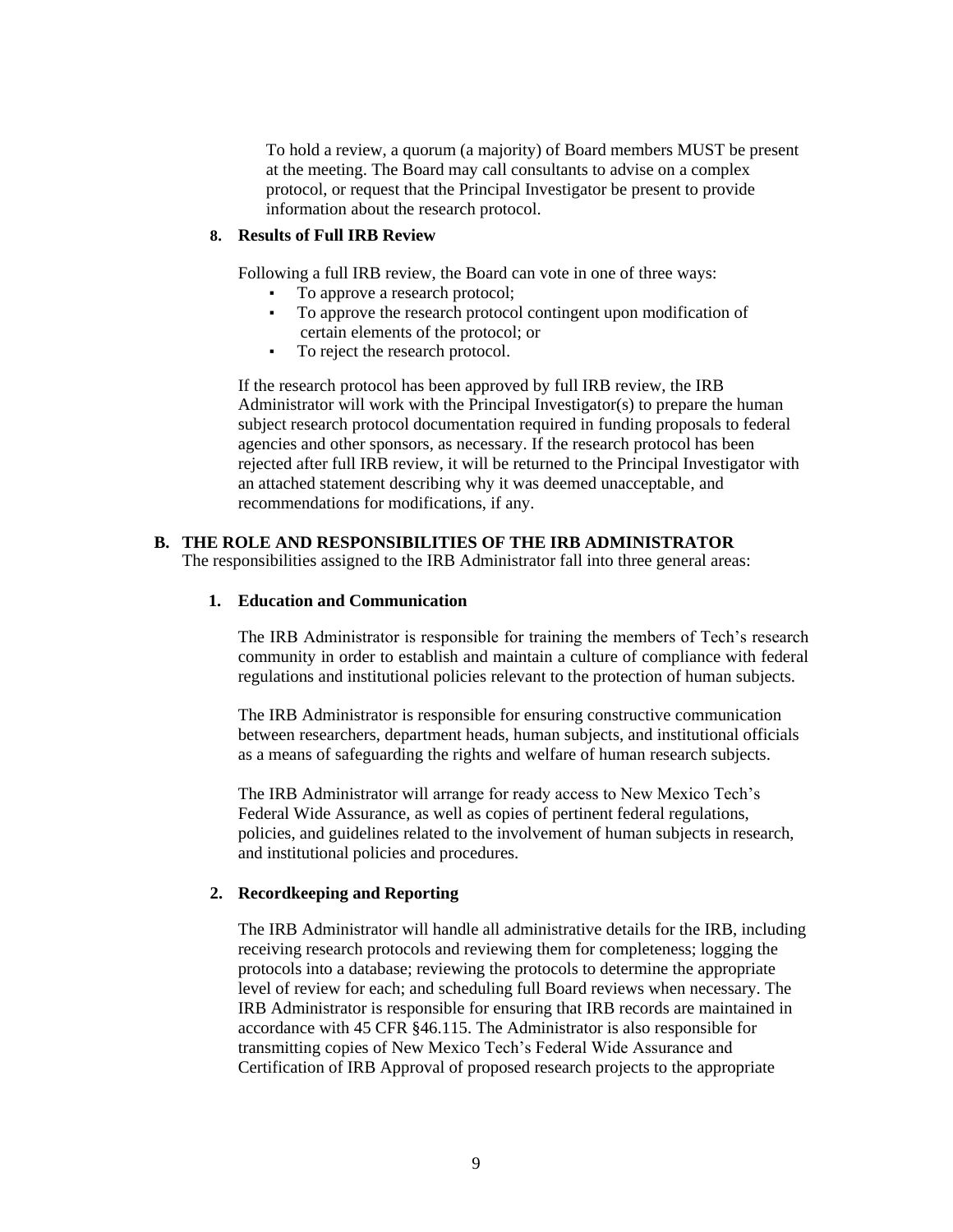To hold a review, a quorum (a majority) of Board members MUST be present at the meeting. The Board may call consultants to advise on a complex protocol, or request that the Principal Investigator be present to provide information about the research protocol.

**8. Results of Full IRB Review**

Following a full IRB review, the Board can vote in one of three ways:

- To approve a research protocol;
- To approve the research protocol contingent upon modification of certain elements of the protocol; or
- To reject the research protocol.

If the research protocol has been approved by full IRB review, the IRB Administrator will work with the Principal Investigator(s) to prepare the human subject research protocol documentation required in funding proposals to federal agencies and other sponsors, as necessary. If the research protocol has been rejected after full IRB review, it will be returned to the Principal Investigator with an attached statement describing why it was deemed unacceptable, and recommendations for modifications, if any.

## B. THE ROLE AND RESPONSIBILITIES OF THE IRB ADMINISTRATOR

The responsibilities assigned to the IRB Administrator fall into three general areas:

**1. Education and Communication**

The IRB Administrator is responsible for training the members of Tech's research community in order to establish and maintain a culture of compliance with federal regulations and institutional policies relevant to the protection of human subjects.

The IRB Administrator is responsible for ensuring constructive communication between researchers, department heads, human subjects, and institutional officials as a means of safeguarding the rights and welfare of human research subjects.

The IRB Administrator will arrange for ready access to New Mexico Tech's Federal Wide Assurance, as well as copies of pertinent federal regulations, policies, and guidelines related to the involvement of human subjects in research, and institutional policies and procedures.

**2. Recordkeeping and Reporting**

The IRB Administrator will handle all administrative details for the IRB, including receiving research protocols and reviewing them for completeness; logging the protocols into a database; reviewing the protocols to determine the appropriate level of review for each; and scheduling full Board reviews when necessary. The IRB Administrator is responsible for ensuring that IRB records are maintained in accordance with 45 CFR §46.115. The Administrator is also responsible for transmitting copies of New Mexico Tech's Federal Wide Assurance and Certification of IRB Approval of proposed research projects to the appropriate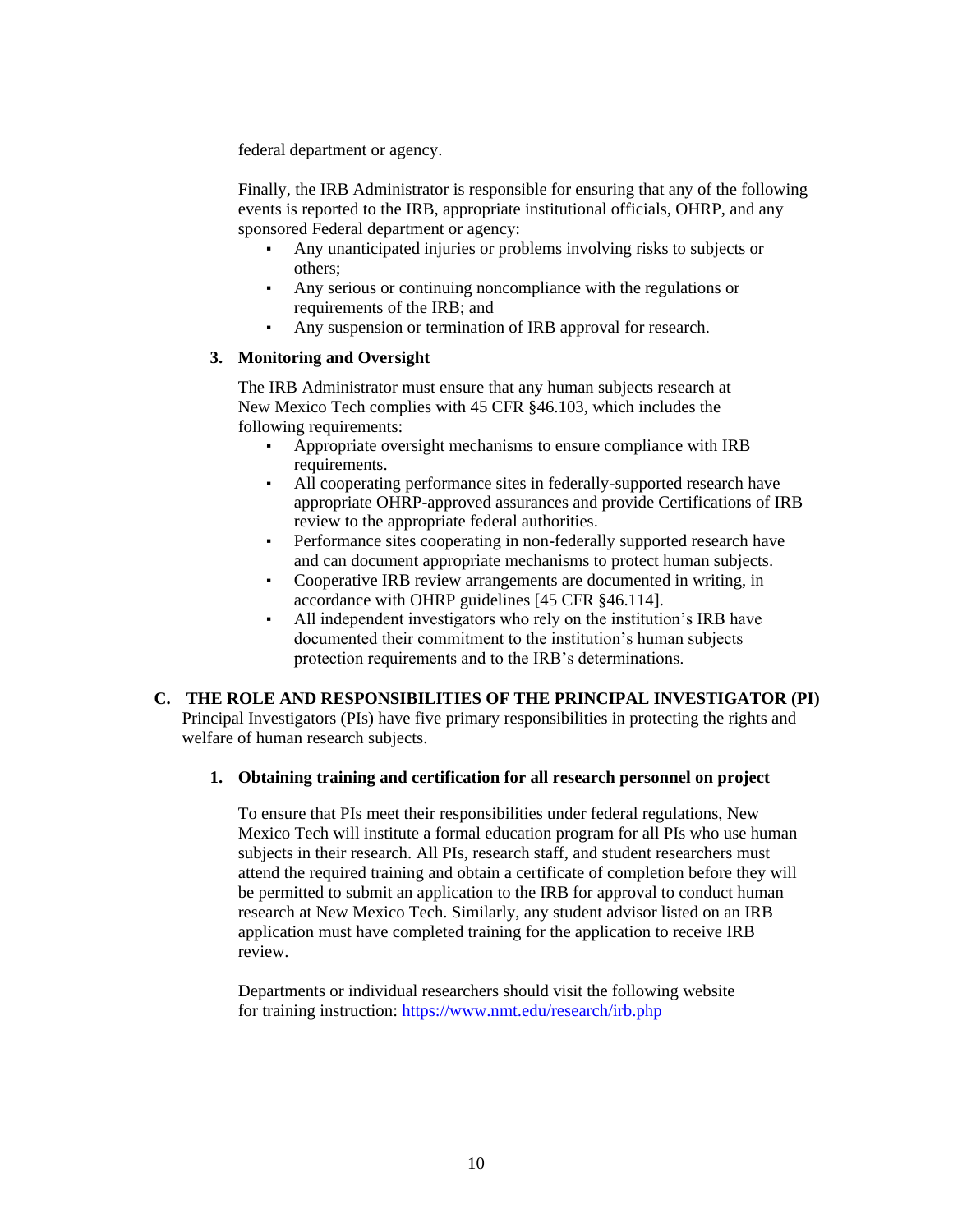federal department or agency.

Finally, the IRB Administrator is responsible for ensuring that any of the following events is reported to the IRB, appropriate institutional officials, OHRP, and any sponsored Federal department or agency:

- Any unanticipated injuries or problems involving risks to subjects or others;
- Any serious or continuing noncompliance with the regulations or requirements of the IRB; and
- Any suspension or termination of IRB approval for research.

**3. Monitoring and Oversight**

The IRB Administrator must ensure that any human subjects research at New Mexico Tech complies with 45 CFR §46.103, which includes the following requirements:

- Appropriate oversight mechanisms to ensure compliance with IRB requirements.
- All cooperating performance sites in federally-supported research have appropriate OHRP-approved assurances and provide Certifications of IRB review to the appropriate federal authorities.
- Performance sites cooperating in non-federally supported research have and can document appropriate mechanisms to protect human subjects.
- Cooperative IRB review arrangements are documented in writing, in accordance with OHRP guidelines [45 CFR §46.114].
- All independent investigators who rely on the institution's IRB have documented their commitment to the institution's human subjects protection requirements and to the IRB's determinations.

## C. THE ROLE AND RESPONSIBILITIES OF THE PRINCIPAL INVESTIGATOR (PI)

Principal Investigators (PIs) have five primary responsibilities in protecting the rights and welfare of human research subjects.

**1. Obtaining training and certification for all research personnel on project**

To ensure that PIs meet their responsibilities under federal regulations, New Mexico Tech will institute a formal education program for all PIs who use human subjects in their research. All PIs, research staff, and student researchers must attend the required training and obtain a certificate of completion before they will be permitted to submit an application to the IRB for approval to conduct human research at New Mexico Tech. Similarly, any student advisor listed on an IRB application must have completed training for the application to receive IRB review.

Departments or individual researchers should visit the following website for training instruction: https://www.nmt.edu/research/irb.php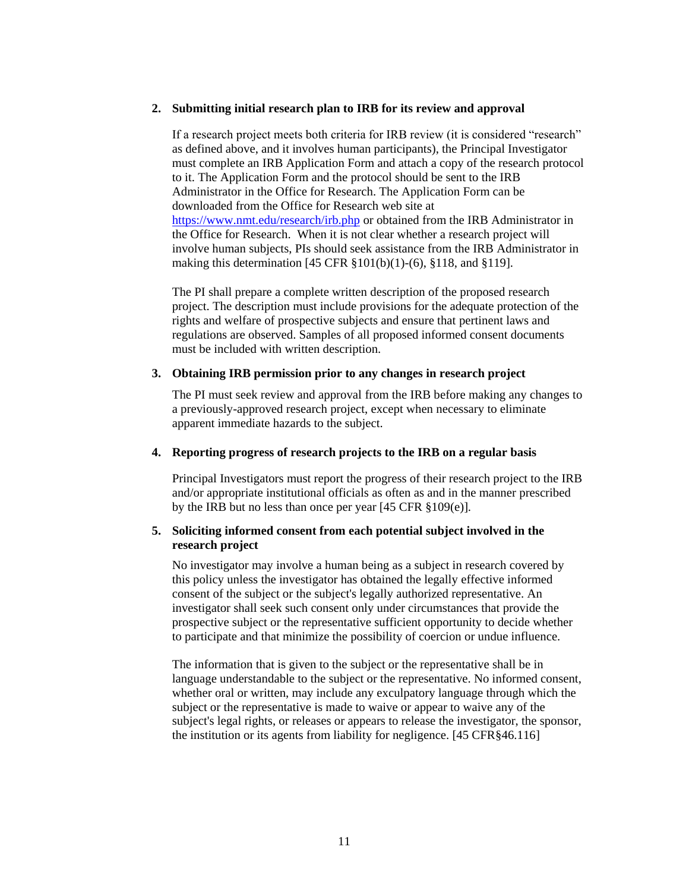**2. Submitting initial research plan to IRB for its review and approval**

If a research project meets both criteria for IRB review (it is considered "research" as defined above, and it involves human participants), the Principal Investigator must complete an IRB Application Form and attach a copy of the research protocol to it. The Application Form and the protocol should be sent to the IRB Administrator in the Office for Research. The Application Form can be downloaded from the Office for Research web site at https://www.nmt.edu/research/irb.php or obtained from the IRB Administrator in the Office for Research. When it is not clear whether a research project will involve human subjects, PIs should seek assistance from the IRB Administrator in making this determination [45 CFR §101(b)(1)-(6), §118, and §119].

The PI shall prepare a complete written description of the proposed research project. The description must include provisions for the adequate protection of the rights and welfare of prospective subjects and ensure that pertinent laws and regulations are observed. Samples of all proposed informed consent documents must be included with written description.

**3. Obtaining IRB permission prior to any changes in research project**

The PI must seek review and approval from the IRB before making any changes to a previously-approved research project, except when necessary to eliminate apparent immediate hazards to the subject.

**4. Reporting progress of research projects to the IRB on a regular basis**

Principal Investigators must report the progress of their research project to the IRB and/or appropriate institutional officials as often as and in the manner prescribed by the IRB but no less than once per year [45 CFR §109(e)].

**5. Soliciting informed consent from each potential subject involved in the research project**

No investigator may involve a human being as a subject in research covered by this policy unless the investigator has obtained the legally effective informed consent of the subject or the subject's legally authorized representative. An investigator shall seek such consent only under circumstances that provide the prospective subject or the representative sufficient opportunity to decide whether to participate and that minimize the possibility of coercion or undue influence.

The information that is given to the subject or the representative shall be in language understandable to the subject or the representative. No informed consent, whether oral or written, may include any exculpatory language through which the subject or the representative is made to waive or appear to waive any of the subject's legal rights, or releases or appears to release the investigator, the sponsor, the institution or its agents from liability for negligence. [45 CFR§46.116]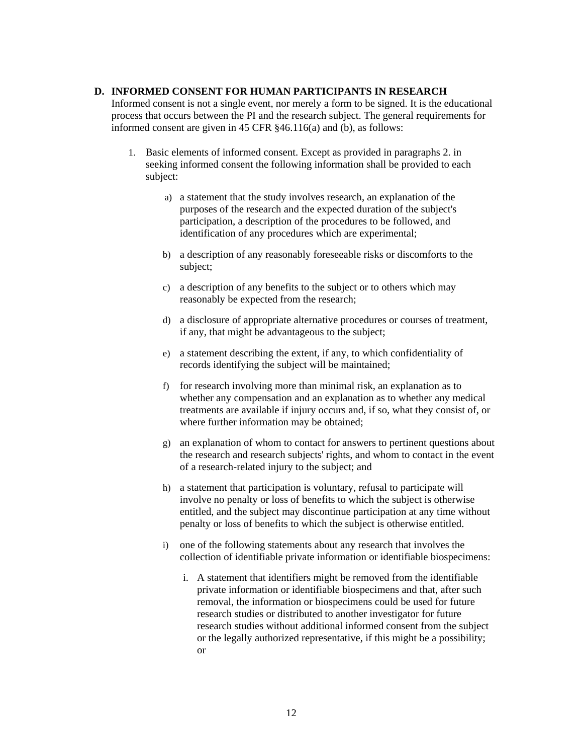## D. INFORMED CONSENT FOR HUMAN PARTICIPANTS IN RESEARCH

Informed consent is not a single event, nor merely a form to be signed. It is the educational process that occurs between the PI and the research subject. The general requirements for informed consent are given in 45 CFR §46.116(a) and (b), as follows:

1. Basic elements of informed consent. Except as provided in paragraphs 2. in seeking informed consent the following information shall be provided to each subject:

    a) a statement that the study involves research, an explanation of the purposes of the research and the expected duration of the subject's participation, a description of the procedures to be followed, and identification of any procedures which are experimental;

    b) a description of any reasonably foreseeable risks or discomforts to the subject;

    c) a description of any benefits to the subject or to others which may reasonably be expected from the research;

    d) a disclosure of appropriate alternative procedures or courses of treatment, if any, that might be advantageous to the subject;

    e) a statement describing the extent, if any, to which confidentiality of records identifying the subject will be maintained;

    f) for research involving more than minimal risk, an explanation as to whether any compensation and an explanation as to whether any medical treatments are available if injury occurs and, if so, what they consist of, or where further information may be obtained;

    g) an explanation of whom to contact for answers to pertinent questions about the research and research subjects' rights, and whom to contact in the event of a research-related injury to the subject; and

    h) a statement that participation is voluntary, refusal to participate will involve no penalty or loss of benefits to which the subject is otherwise entitled, and the subject may discontinue participation at any time without penalty or loss of benefits to which the subject is otherwise entitled.

    i) one of the following statements about any research that involves the collection of identifiable private information or identifiable biospecimens:

        i. A statement that identifiers might be removed from the identifiable private information or identifiable biospecimens and that, after such removal, the information or biospecimens could be used for future research studies or distributed to another investigator for future research studies without additional informed consent from the subject or the legally authorized representative, if this might be a possibility; or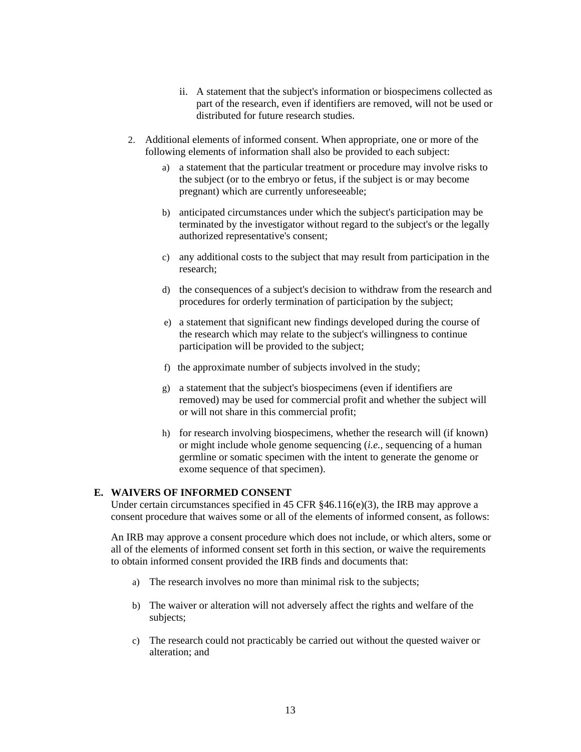ii. A statement that the subject's information or biospecimens collected as part of the research, even if identifiers are removed, will not be used or distributed for future research studies.

2. Additional elements of informed consent. When appropriate, one or more of the following elements of information shall also be provided to each subject:

   a) a statement that the particular treatment or procedure may involve risks to the subject (or to the embryo or fetus, if the subject is or may become pregnant) which are currently unforeseeable;

   b) anticipated circumstances under which the subject's participation may be terminated by the investigator without regard to the subject's or the legally authorized representative's consent;

   c) any additional costs to the subject that may result from participation in the research;

   d) the consequences of a subject's decision to withdraw from the research and procedures for orderly termination of participation by the subject;

   e) a statement that significant new findings developed during the course of the research which may relate to the subject's willingness to continue participation will be provided to the subject;

   f) the approximate number of subjects involved in the study;

   g) a statement that the subject's biospecimens (even if identifiers are removed) may be used for commercial profit and whether the subject will or will not share in this commercial profit;

   h) for research involving biospecimens, whether the research will (if known) or might include whole genome sequencing (*i.e.,* sequencing of a human germline or somatic specimen with the intent to generate the genome or exome sequence of that specimen).

### E. WAIVERS OF INFORMED CONSENT

Under certain circumstances specified in 45 CFR §46.116(e)(3), the IRB may approve a consent procedure that waives some or all of the elements of informed consent, as follows:

An IRB may approve a consent procedure which does not include, or which alters, some or all of the elements of informed consent set forth in this section, or waive the requirements to obtain informed consent provided the IRB finds and documents that:

a) The research involves no more than minimal risk to the subjects;

b) The waiver or alteration will not adversely affect the rights and welfare of the subjects;

c) The research could not practicably be carried out without the quested waiver or alteration; and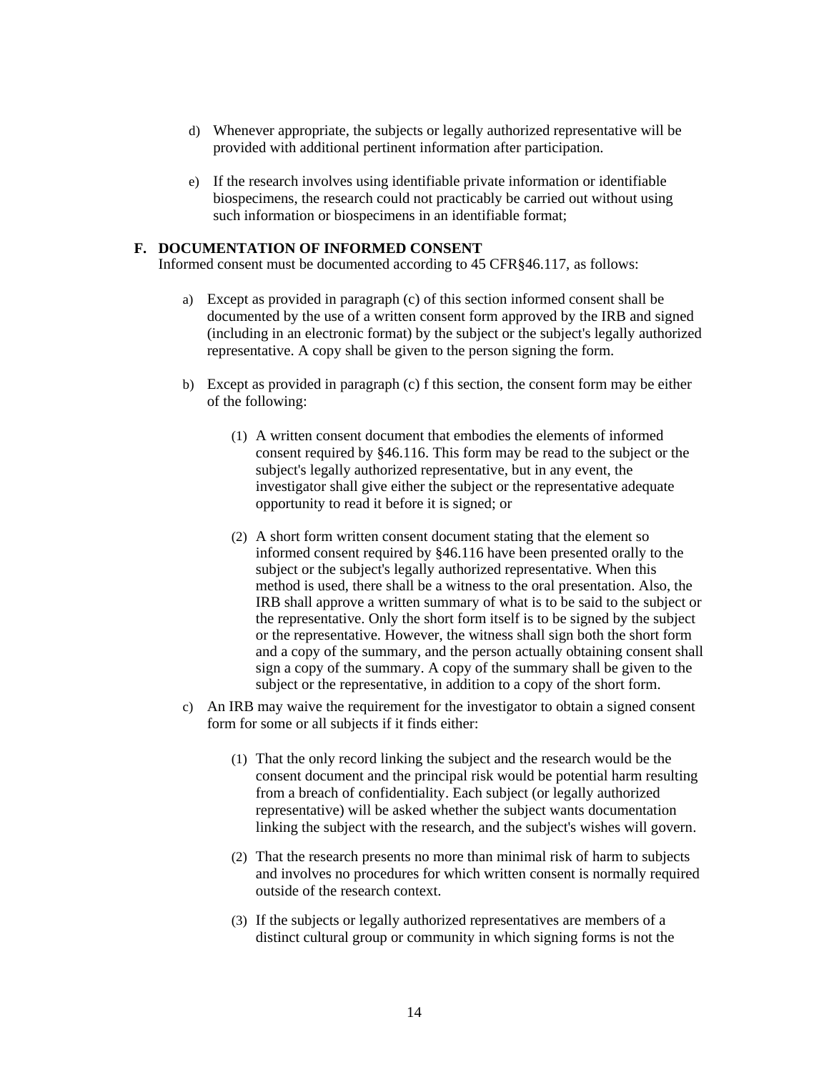d) Whenever appropriate, the subjects or legally authorized representative will be provided with additional pertinent information after participation.

e) If the research involves using identifiable private information or identifiable biospecimens, the research could not practicably be carried out without using such information or biospecimens in an identifiable format;

**F. DOCUMENTATION OF INFORMED CONSENT**

Informed consent must be documented according to 45 CFR§46.117, as follows:

a) Except as provided in paragraph (c) of this section informed consent shall be documented by the use of a written consent form approved by the IRB and signed (including in an electronic format) by the subject or the subject's legally authorized representative. A copy shall be given to the person signing the form.

b) Except as provided in paragraph (c) f this section, the consent form may be either of the following:

   (1) A written consent document that embodies the elements of informed consent required by §46.116. This form may be read to the subject or the subject's legally authorized representative, but in any event, the investigator shall give either the subject or the representative adequate opportunity to read it before it is signed; or

   (2) A short form written consent document stating that the element so informed consent required by §46.116 have been presented orally to the subject or the subject's legally authorized representative. When this method is used, there shall be a witness to the oral presentation. Also, the IRB shall approve a written summary of what is to be said to the subject or the representative. Only the short form itself is to be signed by the subject or the representative. However, the witness shall sign both the short form and a copy of the summary, and the person actually obtaining consent shall sign a copy of the summary. A copy of the summary shall be given to the subject or the representative, in addition to a copy of the short form.

c) An IRB may waive the requirement for the investigator to obtain a signed consent form for some or all subjects if it finds either:

   (1) That the only record linking the subject and the research would be the consent document and the principal risk would be potential harm resulting from a breach of confidentiality. Each subject (or legally authorized representative) will be asked whether the subject wants documentation linking the subject with the research, and the subject's wishes will govern.

   (2) That the research presents no more than minimal risk of harm to subjects and involves no procedures for which written consent is normally required outside of the research context.

   (3) If the subjects or legally authorized representatives are members of a distinct cultural group or community in which signing forms is not the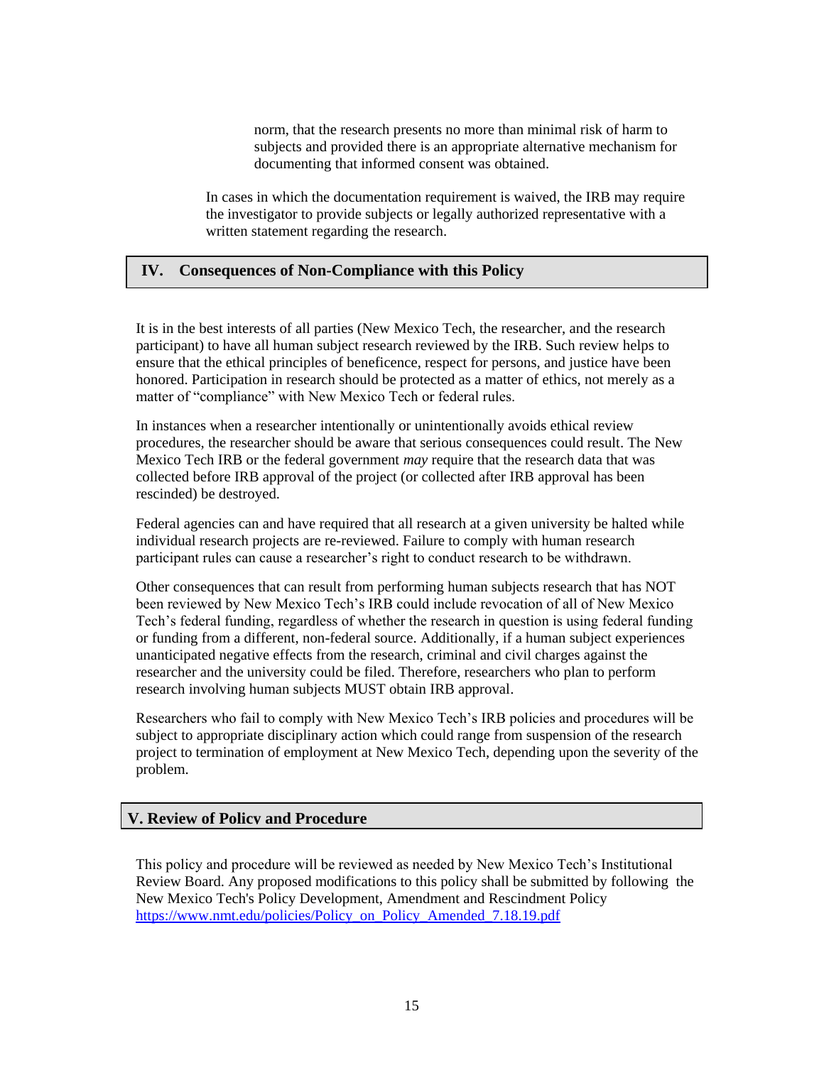norm, that the research presents no more than minimal risk of harm to subjects and provided there is an appropriate alternative mechanism for documenting that informed consent was obtained.

In cases in which the documentation requirement is waived, the IRB may require the investigator to provide subjects or legally authorized representative with a written statement regarding the research.

## IV. Consequences of Non-Compliance with this Policy

It is in the best interests of all parties (New Mexico Tech, the researcher, and the research participant) to have all human subject research reviewed by the IRB. Such review helps to ensure that the ethical principles of beneficence, respect for persons, and justice have been honored. Participation in research should be protected as a matter of ethics, not merely as a matter of "compliance" with New Mexico Tech or federal rules.

In instances when a researcher intentionally or unintentionally avoids ethical review procedures, the researcher should be aware that serious consequences could result. The New Mexico Tech IRB or the federal government *may* require that the research data that was collected before IRB approval of the project (or collected after IRB approval has been rescinded) be destroyed.

Federal agencies can and have required that all research at a given university be halted while individual research projects are re-reviewed. Failure to comply with human research participant rules can cause a researcher's right to conduct research to be withdrawn.

Other consequences that can result from performing human subjects research that has NOT been reviewed by New Mexico Tech's IRB could include revocation of all of New Mexico Tech's federal funding, regardless of whether the research in question is using federal funding or funding from a different, non-federal source. Additionally, if a human subject experiences unanticipated negative effects from the research, criminal and civil charges against the researcher and the university could be filed. Therefore, researchers who plan to perform research involving human subjects MUST obtain IRB approval.

Researchers who fail to comply with New Mexico Tech's IRB policies and procedures will be subject to appropriate disciplinary action which could range from suspension of the research project to termination of employment at New Mexico Tech, depending upon the severity of the problem.

## V. Review of Policy and Procedure

This policy and procedure will be reviewed as needed by New Mexico Tech's Institutional Review Board. Any proposed modifications to this policy shall be submitted by following the New Mexico Tech's Policy Development, Amendment and Rescindment Policy https://www.nmt.edu/policies/Policy_on_Policy_Amended_7.18.19.pdf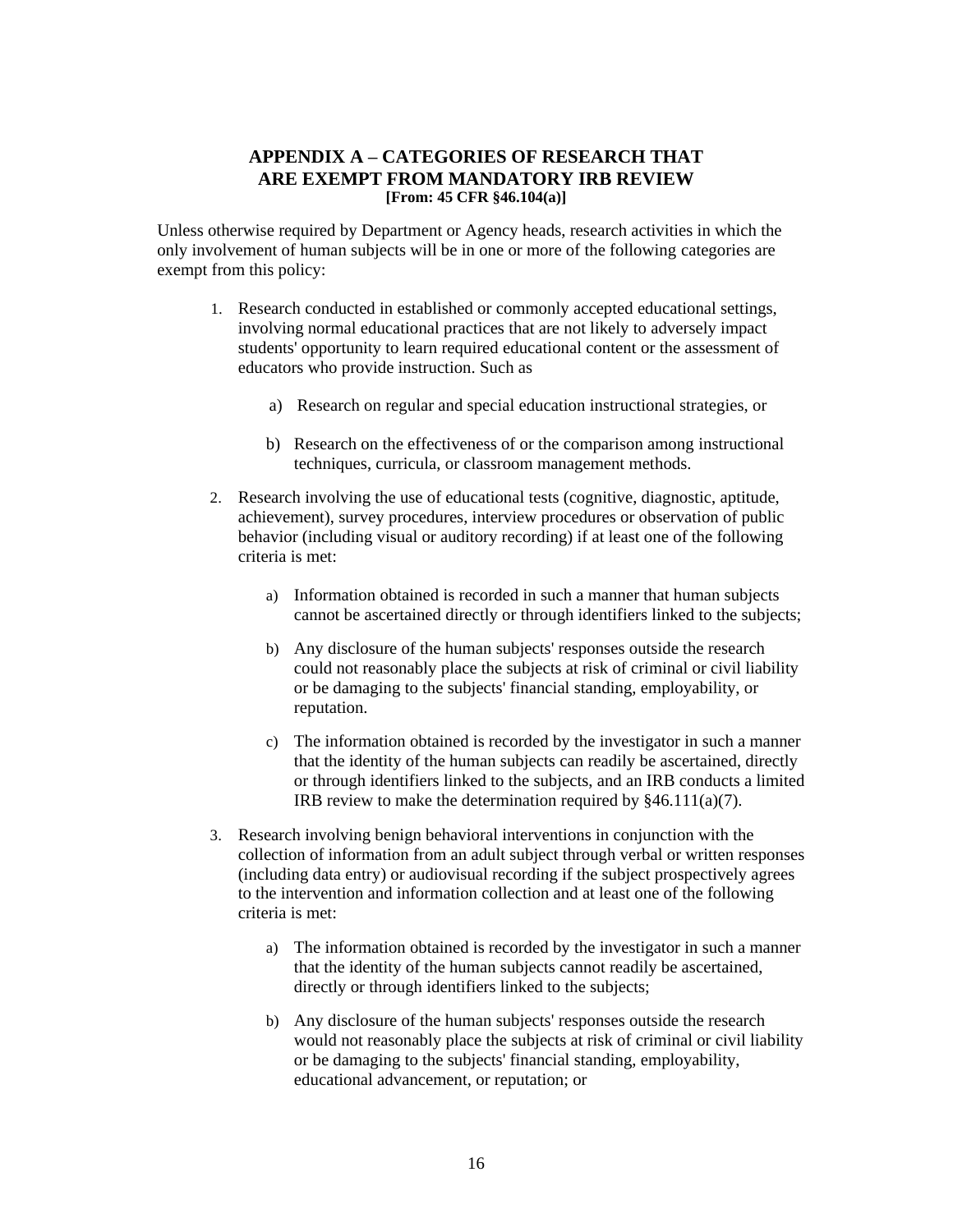## APPENDIX A – CATEGORIES OF RESEARCH THAT ARE EXEMPT FROM MANDATORY IRB REVIEW

**[From: 45 CFR §46.104(a)]**

Unless otherwise required by Department or Agency heads, research activities in which the only involvement of human subjects will be in one or more of the following categories are exempt from this policy:

1. Research conducted in established or commonly accepted educational settings, involving normal educational practices that are not likely to adversely impact students' opportunity to learn required educational content or the assessment of educators who provide instruction. Such as

    a) Research on regular and special education instructional strategies, or

    b) Research on the effectiveness of or the comparison among instructional techniques, curricula, or classroom management methods.

2. Research involving the use of educational tests (cognitive, diagnostic, aptitude, achievement), survey procedures, interview procedures or observation of public behavior (including visual or auditory recording) if at least one of the following criteria is met:

    a) Information obtained is recorded in such a manner that human subjects cannot be ascertained directly or through identifiers linked to the subjects;

    b) Any disclosure of the human subjects' responses outside the research could not reasonably place the subjects at risk of criminal or civil liability or be damaging to the subjects' financial standing, employability, or reputation.

    c) The information obtained is recorded by the investigator in such a manner that the identity of the human subjects can readily be ascertained, directly or through identifiers linked to the subjects, and an IRB conducts a limited IRB review to make the determination required by §46.111(a)(7).

3. Research involving benign behavioral interventions in conjunction with the collection of information from an adult subject through verbal or written responses (including data entry) or audiovisual recording if the subject prospectively agrees to the intervention and information collection and at least one of the following criteria is met:

    a) The information obtained is recorded by the investigator in such a manner that the identity of the human subjects cannot readily be ascertained, directly or through identifiers linked to the subjects;

    b) Any disclosure of the human subjects' responses outside the research would not reasonably place the subjects at risk of criminal or civil liability or be damaging to the subjects' financial standing, employability, educational advancement, or reputation; or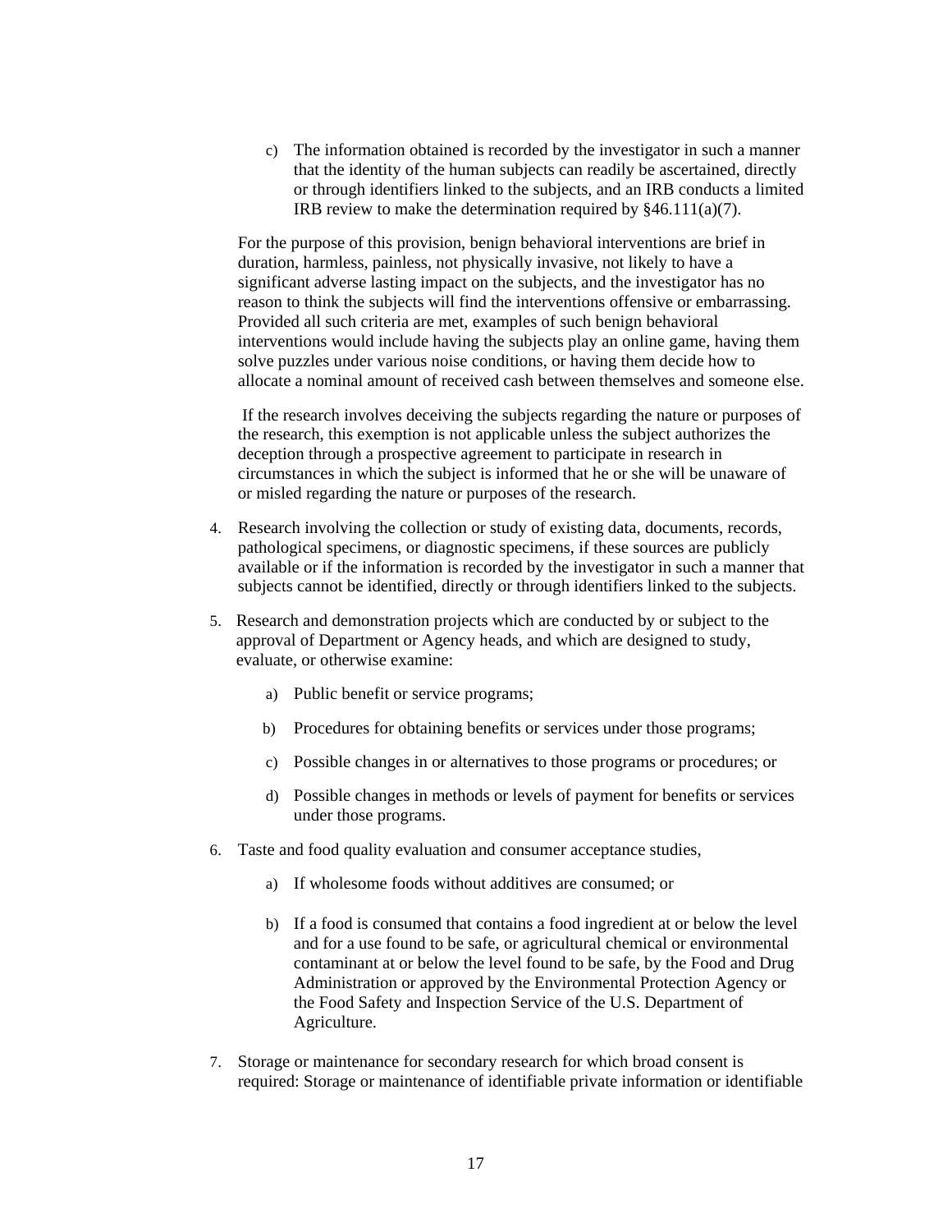c) The information obtained is recorded by the investigator in such a manner that the identity of the human subjects can readily be ascertained, directly or through identifiers linked to the subjects, and an IRB conducts a limited IRB review to make the determination required by §46.111(a)(7).

For the purpose of this provision, benign behavioral interventions are brief in duration, harmless, painless, not physically invasive, not likely to have a significant adverse lasting impact on the subjects, and the investigator has no reason to think the subjects will find the interventions offensive or embarrassing. Provided all such criteria are met, examples of such benign behavioral interventions would include having the subjects play an online game, having them solve puzzles under various noise conditions, or having them decide how to allocate a nominal amount of received cash between themselves and someone else.

If the research involves deceiving the subjects regarding the nature or purposes of the research, this exemption is not applicable unless the subject authorizes the deception through a prospective agreement to participate in research in circumstances in which the subject is informed that he or she will be unaware of or misled regarding the nature or purposes of the research.

4. Research involving the collection or study of existing data, documents, records, pathological specimens, or diagnostic specimens, if these sources are publicly available or if the information is recorded by the investigator in such a manner that subjects cannot be identified, directly or through identifiers linked to the subjects.

5. Research and demonstration projects which are conducted by or subject to the approval of Department or Agency heads, and which are designed to study, evaluate, or otherwise examine:

    a) Public benefit or service programs;

    b) Procedures for obtaining benefits or services under those programs;

    c) Possible changes in or alternatives to those programs or procedures; or

    d) Possible changes in methods or levels of payment for benefits or services under those programs.

6. Taste and food quality evaluation and consumer acceptance studies,

    a) If wholesome foods without additives are consumed; or

    b) If a food is consumed that contains a food ingredient at or below the level and for a use found to be safe, or agricultural chemical or environmental contaminant at or below the level found to be safe, by the Food and Drug Administration or approved by the Environmental Protection Agency or the Food Safety and Inspection Service of the U.S. Department of Agriculture.

7. Storage or maintenance for secondary research for which broad consent is required: Storage or maintenance of identifiable private information or identifiable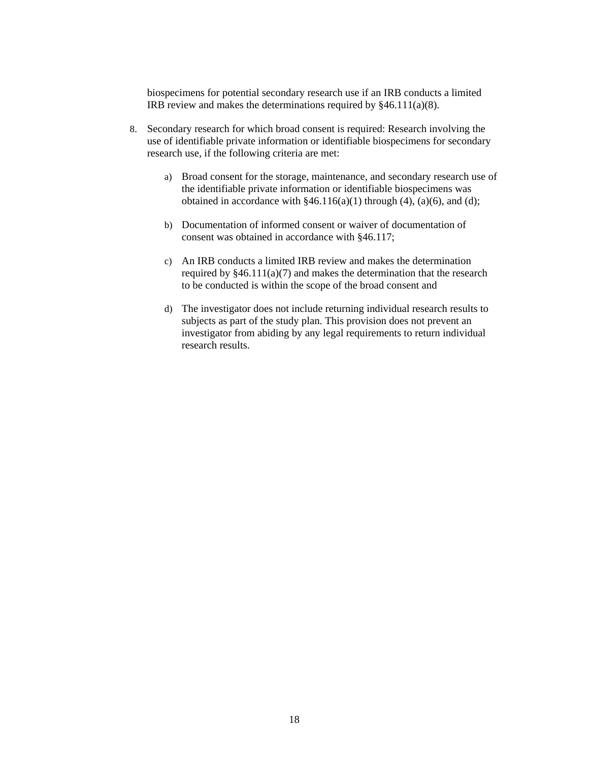biospecimens for potential secondary research use if an IRB conducts a limited IRB review and makes the determinations required by §46.111(a)(8).

8. Secondary research for which broad consent is required: Research involving the use of identifiable private information or identifiable biospecimens for secondary research use, if the following criteria are met:

   a) Broad consent for the storage, maintenance, and secondary research use of the identifiable private information or identifiable biospecimens was obtained in accordance with §46.116(a)(1) through (4), (a)(6), and (d);

   b) Documentation of informed consent or waiver of documentation of consent was obtained in accordance with §46.117;

   c) An IRB conducts a limited IRB review and makes the determination required by §46.111(a)(7) and makes the determination that the research to be conducted is within the scope of the broad consent and

   d) The investigator does not include returning individual research results to subjects as part of the study plan. This provision does not prevent an investigator from abiding by any legal requirements to return individual research results.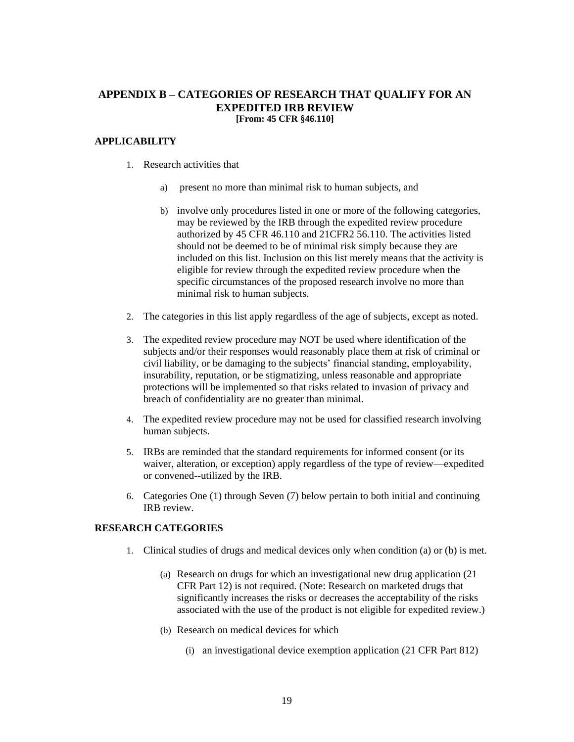## APPENDIX B – CATEGORIES OF RESEARCH THAT QUALIFY FOR AN EXPEDITED IRB REVIEW

**[From: 45 CFR §46.110]**

### APPLICABILITY

1. Research activities that

   a) present no more than minimal risk to human subjects, and

   b) involve only procedures listed in one or more of the following categories, may be reviewed by the IRB through the expedited review procedure authorized by 45 CFR 46.110 and 21CFR2 56.110. The activities listed should not be deemed to be of minimal risk simply because they are included on this list. Inclusion on this list merely means that the activity is eligible for review through the expedited review procedure when the specific circumstances of the proposed research involve no more than minimal risk to human subjects.

2. The categories in this list apply regardless of the age of subjects, except as noted.

3. The expedited review procedure may NOT be used where identification of the subjects and/or their responses would reasonably place them at risk of criminal or civil liability, or be damaging to the subjects' financial standing, employability, insurability, reputation, or be stigmatizing, unless reasonable and appropriate protections will be implemented so that risks related to invasion of privacy and breach of confidentiality are no greater than minimal.

4. The expedited review procedure may not be used for classified research involving human subjects.

5. IRBs are reminded that the standard requirements for informed consent (or its waiver, alteration, or exception) apply regardless of the type of review—expedited or convened--utilized by the IRB.

6. Categories One (1) through Seven (7) below pertain to both initial and continuing IRB review.

### RESEARCH CATEGORIES

1. Clinical studies of drugs and medical devices only when condition (a) or (b) is met.

   (a) Research on drugs for which an investigational new drug application (21 CFR Part 12) is not required. (Note: Research on marketed drugs that significantly increases the risks or decreases the acceptability of the risks associated with the use of the product is not eligible for expedited review.)

   (b) Research on medical devices for which

      (i) an investigational device exemption application (21 CFR Part 812)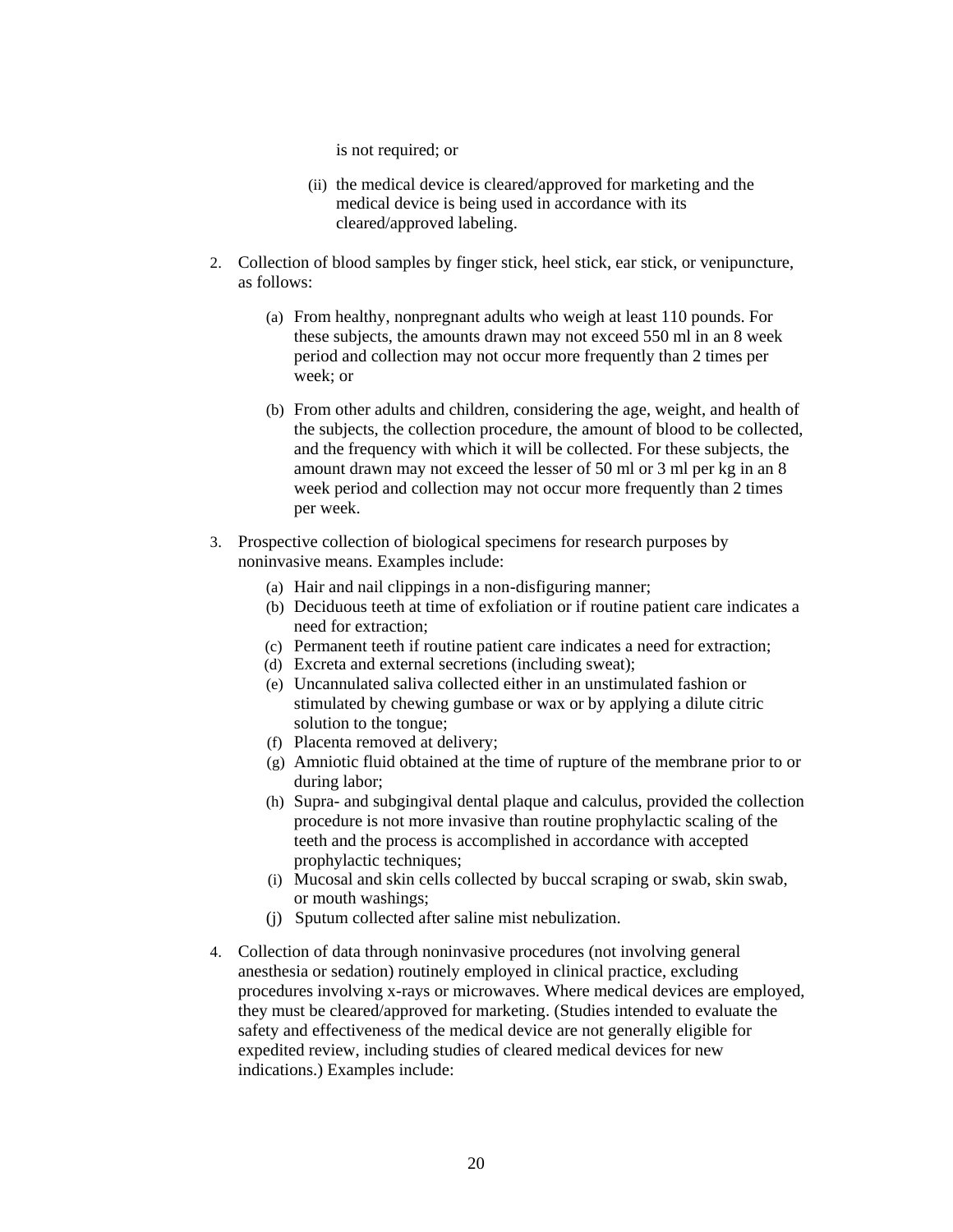is not required; or

(ii) the medical device is cleared/approved for marketing and the medical device is being used in accordance with its cleared/approved labeling.

2. Collection of blood samples by finger stick, heel stick, ear stick, or venipuncture, as follows:

   (a) From healthy, nonpregnant adults who weigh at least 110 pounds. For these subjects, the amounts drawn may not exceed 550 ml in an 8 week period and collection may not occur more frequently than 2 times per week; or

   (b) From other adults and children, considering the age, weight, and health of the subjects, the collection procedure, the amount of blood to be collected, and the frequency with which it will be collected. For these subjects, the amount drawn may not exceed the lesser of 50 ml or 3 ml per kg in an 8 week period and collection may not occur more frequently than 2 times per week.

3. Prospective collection of biological specimens for research purposes by noninvasive means. Examples include:

   (a) Hair and nail clippings in a non-disfiguring manner;
   (b) Deciduous teeth at time of exfoliation or if routine patient care indicates a need for extraction;
   (c) Permanent teeth if routine patient care indicates a need for extraction;
   (d) Excreta and external secretions (including sweat);
   (e) Uncannulated saliva collected either in an unstimulated fashion or stimulated by chewing gumbase or wax or by applying a dilute citric solution to the tongue;
   (f) Placenta removed at delivery;
   (g) Amniotic fluid obtained at the time of rupture of the membrane prior to or during labor;
   (h) Supra- and subgingival dental plaque and calculus, provided the collection procedure is not more invasive than routine prophylactic scaling of the teeth and the process is accomplished in accordance with accepted prophylactic techniques;
   (i) Mucosal and skin cells collected by buccal scraping or swab, skin swab, or mouth washings;
   (j) Sputum collected after saline mist nebulization.

4. Collection of data through noninvasive procedures (not involving general anesthesia or sedation) routinely employed in clinical practice, excluding procedures involving x-rays or microwaves. Where medical devices are employed, they must be cleared/approved for marketing. (Studies intended to evaluate the safety and effectiveness of the medical device are not generally eligible for expedited review, including studies of cleared medical devices for new indications.) Examples include: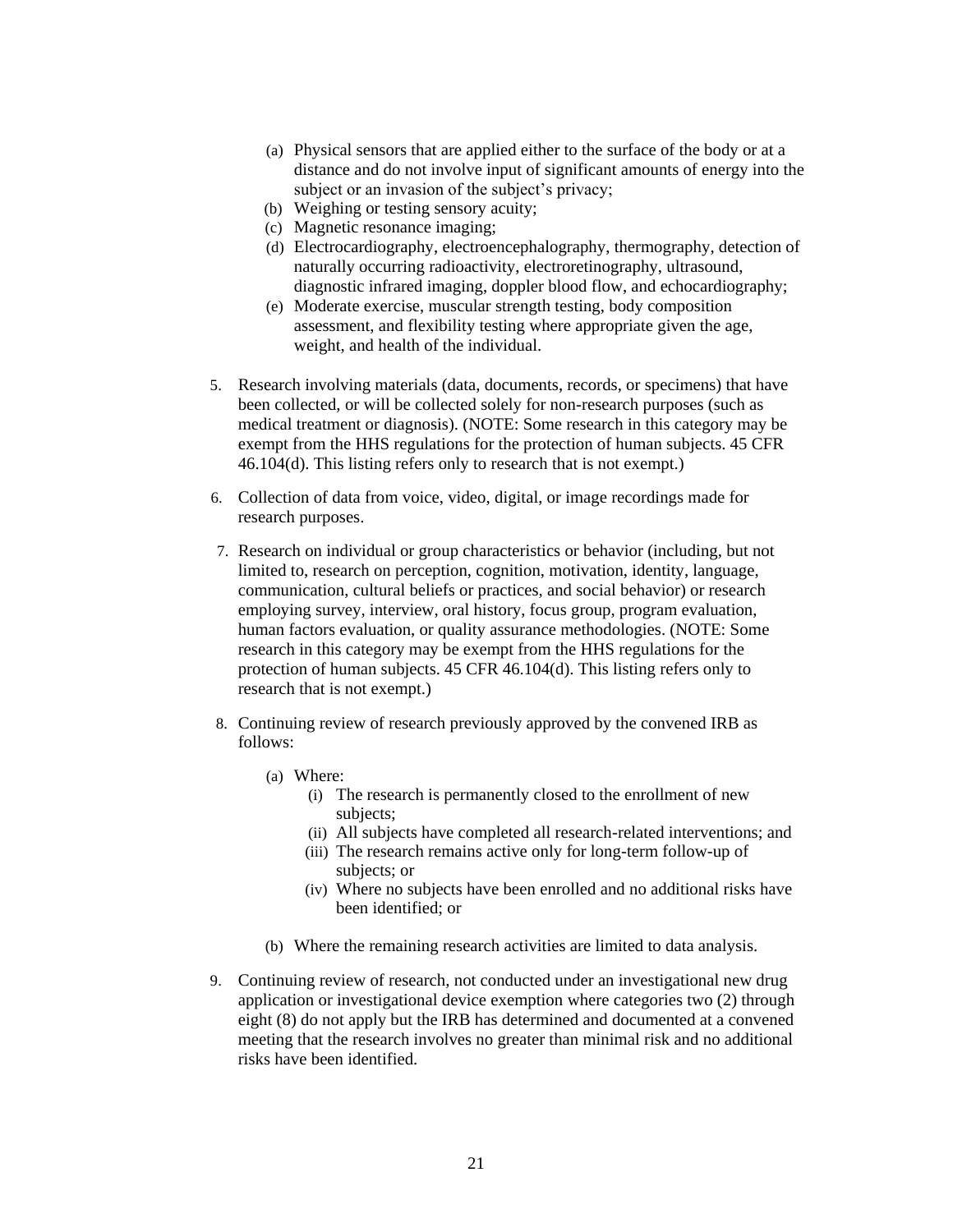(a) Physical sensors that are applied either to the surface of the body or at a distance and do not involve input of significant amounts of energy into the subject or an invasion of the subject's privacy;
(b) Weighing or testing sensory acuity;
(c) Magnetic resonance imaging;
(d) Electrocardiography, electroencephalography, thermography, detection of naturally occurring radioactivity, electroretinography, ultrasound, diagnostic infrared imaging, doppler blood flow, and echocardiography;
(e) Moderate exercise, muscular strength testing, body composition assessment, and flexibility testing where appropriate given the age, weight, and health of the individual.

5. Research involving materials (data, documents, records, or specimens) that have been collected, or will be collected solely for non-research purposes (such as medical treatment or diagnosis). (NOTE: Some research in this category may be exempt from the HHS regulations for the protection of human subjects. 45 CFR 46.104(d). This listing refers only to research that is not exempt.)

6. Collection of data from voice, video, digital, or image recordings made for research purposes.

7. Research on individual or group characteristics or behavior (including, but not limited to, research on perception, cognition, motivation, identity, language, communication, cultural beliefs or practices, and social behavior) or research employing survey, interview, oral history, focus group, program evaluation, human factors evaluation, or quality assurance methodologies. (NOTE: Some research in this category may be exempt from the HHS regulations for the protection of human subjects. 45 CFR 46.104(d). This listing refers only to research that is not exempt.)

8. Continuing review of research previously approved by the convened IRB as follows:

   (a) Where:
      (i) The research is permanently closed to the enrollment of new subjects;
      (ii) All subjects have completed all research-related interventions; and
      (iii) The research remains active only for long-term follow-up of subjects; or
      (iv) Where no subjects have been enrolled and no additional risks have been identified; or

   (b) Where the remaining research activities are limited to data analysis.

9. Continuing review of research, not conducted under an investigational new drug application or investigational device exemption where categories two (2) through eight (8) do not apply but the IRB has determined and documented at a convened meeting that the research involves no greater than minimal risk and no additional risks have been identified.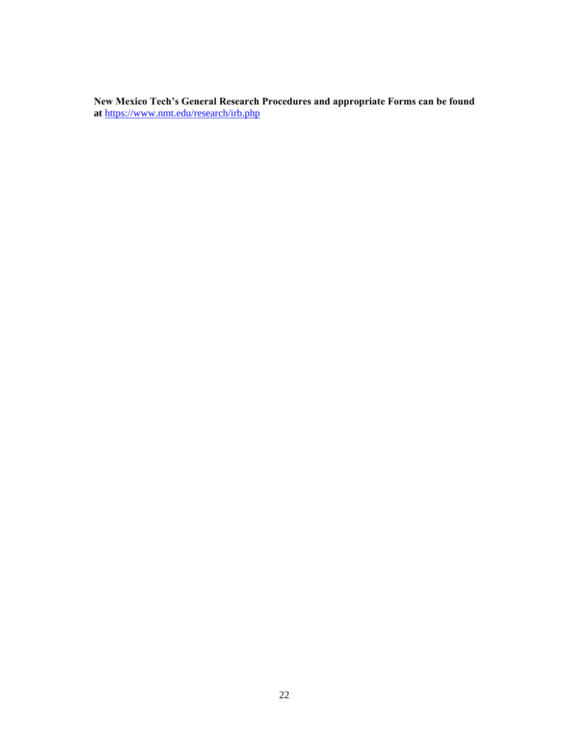**New Mexico Tech's General Research Procedures and appropriate Forms can be found at** https://www.nmt.edu/research/irb.php